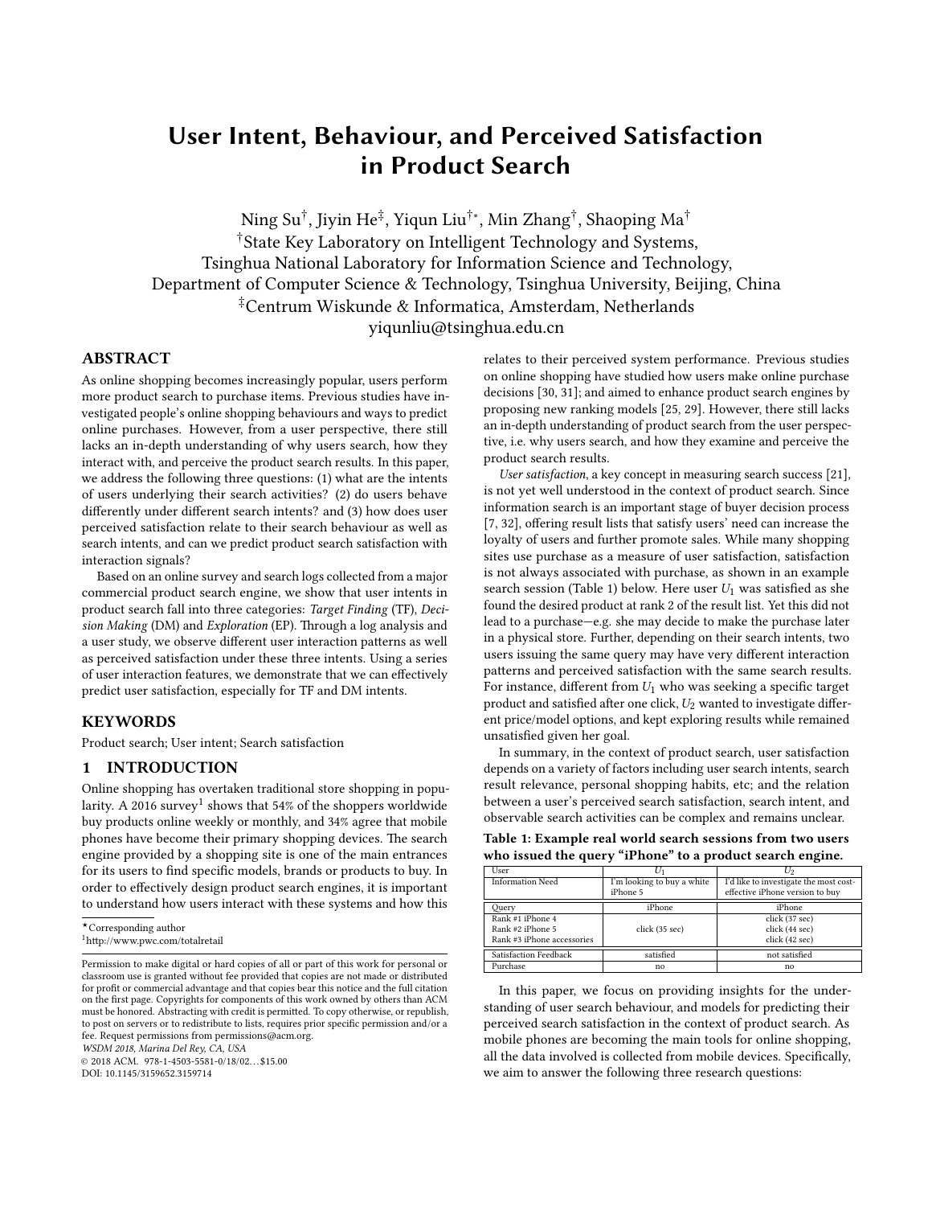# User Intent, Behaviour, and Perceived Satisfaction in Product Search

Ning Su[†], Jiyin He[‡], Yiqun Liu[†*], Min Zhang[†], Shaoping Ma[†]

[†]State Key Laboratory on Intelligent Technology and Systems,
Tsinghua National Laboratory for Information Science and Technology,
Department of Computer Science & Technology, Tsinghua University, Beijing, China
[‡]Centrum Wiskunde & Informatica, Amsterdam, Netherlands
yiqunliu@tsinghua.edu.cn

## ABSTRACT

As online shopping becomes increasingly popular, users perform more product search to purchase items. Previous studies have investigated people's online shopping behaviours and ways to predict online purchases. However, from a user perspective, there still lacks an in-depth understanding of why users search, how they interact with, and perceive the product search results. In this paper, we address the following three questions: (1) what are the intents of users underlying their search activities? (2) do users behave differently under different search intents? and (3) how does user perceived satisfaction relate to their search behaviour as well as search intents, and can we predict product search satisfaction with interaction signals?

Based on an online survey and search logs collected from a major commercial product search engine, we show that user intents in product search fall into three categories: *Target Finding* (TF), *Decision Making* (DM) and *Exploration* (EP). Through a log analysis and a user study, we observe different user interaction patterns as well as perceived satisfaction under these three intents. Using a series of user interaction features, we demonstrate that we can effectively predict user satisfaction, especially for TF and DM intents.

## KEYWORDS

Product search; User intent; Search satisfaction

## 1 INTRODUCTION

Online shopping has overtaken traditional store shopping in popularity. A 2016 survey[1] shows that 54% of the shoppers worldwide buy products online weekly or monthly, and 34% agree that mobile phones have become their primary shopping devices. The search engine provided by a shopping site is one of the main entrances for its users to find specific models, brands or products to buy. In order to effectively design product search engines, it is important to understand how users interact with these systems and how this relates to their perceived system performance. Previous studies on online shopping have studied how users make online purchase decisions [30, 31]; and aimed to enhance product search engines by proposing new ranking models [25, 29]. However, there still lacks an in-depth understanding of product search from the user perspective, i.e. why users search, and how they examine and perceive the product search results.

*User satisfaction*, a key concept in measuring search success [21], is not yet well understood in the context of product search. Since information search is an important stage of buyer decision process [7, 32], offering result lists that satisfy users' need can increase the loyalty of users and further promote sales. While many shopping sites use purchase as a measure of user satisfaction, satisfaction is not always associated with purchase, as shown in an example search session (Table 1) below. Here user $U_1$ was satisfied as she found the desired product at rank 2 of the result list. Yet this did not lead to a purchase—e.g. she may decide to make the purchase later in a physical store. Further, depending on their search intents, two users issuing the same query may have very different interaction patterns and perceived satisfaction with the same search results. For instance, different from $U_1$ who was seeking a specific target product and satisfied after one click, $U_2$ wanted to investigate different price/model options, and kept exploring results while remained unsatisfied given her goal.

In summary, in the context of product search, user satisfaction depends on a variety of factors including user search intents, search result relevance, personal shopping habits, etc; and the relation between a user's perceived search satisfaction, search intent, and observable search activities can be complex and remains unclear.

**Table 1: Example real world search sessions from two users who issued the query "iPhone" to a product search engine.**

| User | $U_1$ | $U_2$ |
|---|---|---|
| Information Need | I'm looking to buy a white iPhone 5 | I'd like to investigate the most cost-effective iPhone version to buy |
| Query | iPhone | iPhone |
| Rank #1 iPhone 4 | | click (37 sec) |
| Rank #2 iPhone 5 | click (35 sec) | click (44 sec) |
| Rank #3 iPhone accessories | | click (42 sec) |
| Satisfaction Feedback | satisfied | not satisfied |
| Purchase | no | no |

In this paper, we focus on providing insights for the understanding of user search behaviour, and models for predicting their perceived search satisfaction in the context of product search. As mobile phones are becoming the main tools for online shopping, all the data involved is collected from mobile devices. Specifically, we aim to answer the following three research questions:

---

*Corresponding author

[1]http://www.pwc.com/totalretail

Permission to make digital or hard copies of all or part of this work for personal or classroom use is granted without fee provided that copies are not made or distributed for profit or commercial advantage and that copies bear this notice and the full citation on the first page. Copyrights for components of this work owned by others than ACM must be honored. Abstracting with credit is permitted. To copy otherwise, or republish, to post on servers or to redistribute to lists, requires prior specific permission and/or a fee. Request permissions from permissions@acm.org.
*WSDM 2018, Marina Del Rey, CA, USA*
© 2018 ACM. 978-1-4503-5581-0/18/02...$15.00
DOI: 10.1145/3159652.3159714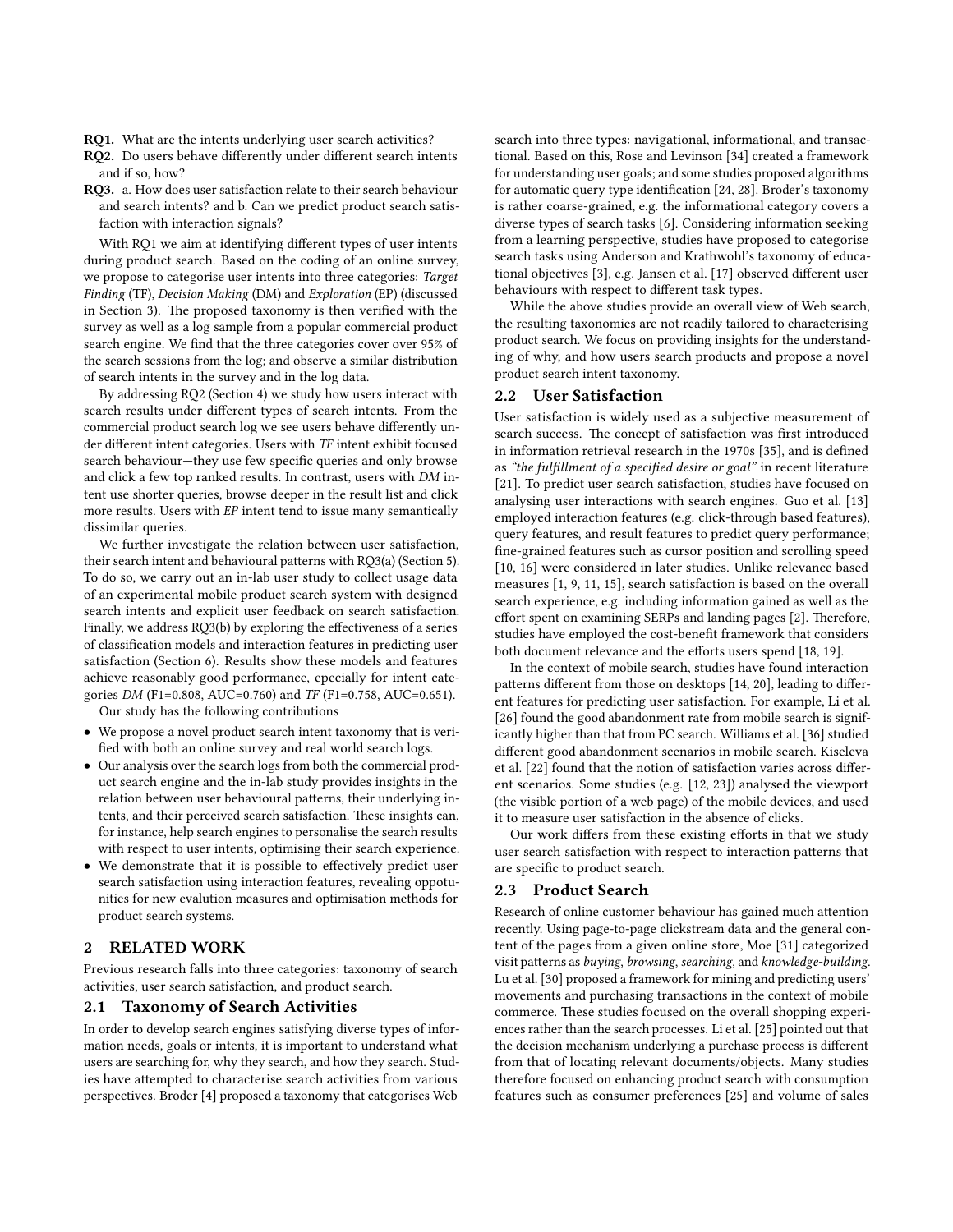**RQ1.** What are the intents underlying user search activities?

**RQ2.** Do users behave differently under different search intents and if so, how?

**RQ3.** a. How does user satisfaction relate to their search behaviour and search intents? and b. Can we predict product search satisfaction with interaction signals?

With RQ1 we aim at identifying different types of user intents during product search. Based on the coding of an online survey, we propose to categorise user intents into three categories: *Target Finding* (TF), *Decision Making* (DM) and *Exploration* (EP) (discussed in Section 3). The proposed taxonomy is then verified with the survey as well as a log sample from a popular commercial product search engine. We find that the three categories cover over 95% of the search sessions from the log; and observe a similar distribution of search intents in the survey and in the log data.

By addressing RQ2 (Section 4) we study how users interact with search results under different types of search intents. From the commercial product search log we see users behave differently under different intent categories. Users with *TF* intent exhibit focused search behaviour—they use few specific queries and only browse and click a few top ranked results. In contrast, users with *DM* intent use shorter queries, browse deeper in the result list and click more results. Users with *EP* intent tend to issue many semantically dissimilar queries.

We further investigate the relation between user satisfaction, their search intent and behavioural patterns with RQ3(a) (Section 5). To do so, we carry out an in-lab user study to collect usage data of an experimental mobile product search system with designed search intents and explicit user feedback on search satisfaction. Finally, we address RQ3(b) by exploring the effectiveness of a series of classification models and interaction features in predicting user satisfaction (Section 6). Results show these models and features achieve reasonably good performance, epecially for intent categories *DM* (F1=0.808, AUC=0.760) and *TF* (F1=0.758, AUC=0.651).

Our study has the following contributions

- We propose a novel product search intent taxonomy that is verified with both an online survey and real world search logs.
- Our analysis over the search logs from both the commercial product search engine and the in-lab study provides insights in the relation between user behavioural patterns, their underlying intents, and their perceived search satisfaction. These insights can, for instance, help search engines to personalise the search results with respect to user intents, optimising their search experience.
- We demonstrate that it is possible to effectively predict user search satisfaction using interaction features, revealing oppotunities for new evalution measures and optimisation methods for product search systems.

## 2 RELATED WORK

Previous research falls into three categories: taxonomy of search activities, user search satisfaction, and product search.

### 2.1 Taxonomy of Search Activities

In order to develop search engines satisfying diverse types of information needs, goals or intents, it is important to understand what users are searching for, why they search, and how they search. Studies have attempted to characterise search activities from various perspectives. Broder [4] proposed a taxonomy that categorises Web search into three types: navigational, informational, and transactional. Based on this, Rose and Levinson [34] created a framework for understanding user goals; and some studies proposed algorithms for automatic query type identification [24, 28]. Broder's taxonomy is rather coarse-grained, e.g. the informational category covers a diverse types of search tasks [6]. Considering information seeking from a learning perspective, studies have proposed to categorise search tasks using Anderson and Krathwohl's taxonomy of educational objectives [3], e.g. Jansen et al. [17] observed different user behaviours with respect to different task types.

While the above studies provide an overall view of Web search, the resulting taxonomies are not readily tailored to characterising product search. We focus on providing insights for the understanding of why, and how users search products and propose a novel product search intent taxonomy.

### 2.2 User Satisfaction

User satisfaction is widely used as a subjective measurement of search success. The concept of satisfaction was first introduced in information retrieval research in the 1970s [35], and is defined as *"the fulfillment of a specified desire or goal"* in recent literature [21]. To predict user search satisfaction, studies have focused on analysing user interactions with search engines. Guo et al. [13] employed interaction features (e.g. click-through based features), query features, and result features to predict query performance; fine-grained features such as cursor position and scrolling speed [10, 16] were considered in later studies. Unlike relevance based measures [1, 9, 11, 15], search satisfaction is based on the overall search experience, e.g. including information gained as well as the effort spent on examining SERPs and landing pages [2]. Therefore, studies have employed the cost-benefit framework that considers both document relevance and the efforts users spend [18, 19].

In the context of mobile search, studies have found interaction patterns different from those on desktops [14, 20], leading to different features for predicting user satisfaction. For example, Li et al. [26] found the good abandonment rate from mobile search is significantly higher than that from PC search. Williams et al. [36] studied different good abandonment scenarios in mobile search. Kiseleva et al. [22] found that the notion of satisfaction varies across different scenarios. Some studies (e.g. [12, 23]) analysed the viewport (the visible portion of a web page) of the mobile devices, and used it to measure user satisfaction in the absence of clicks.

Our work differs from these existing efforts in that we study user search satisfaction with respect to interaction patterns that are specific to product search.

### 2.3 Product Search

Research of online customer behaviour has gained much attention recently. Using page-to-page clickstream data and the general content of the pages from a given online store, Moe [31] categorized visit patterns as *buying*, *browsing*, *searching*, and *knowledge-building*. Lu et al. [30] proposed a framework for mining and predicting users' movements and purchasing transactions in the context of mobile commerce. These studies focused on the overall shopping experiences rather than the search processes. Li et al. [25] pointed out that the decision mechanism underlying a purchase process is different from that of locating relevant documents/objects. Many studies therefore focused on enhancing product search with consumption features such as consumer preferences [25] and volume of sales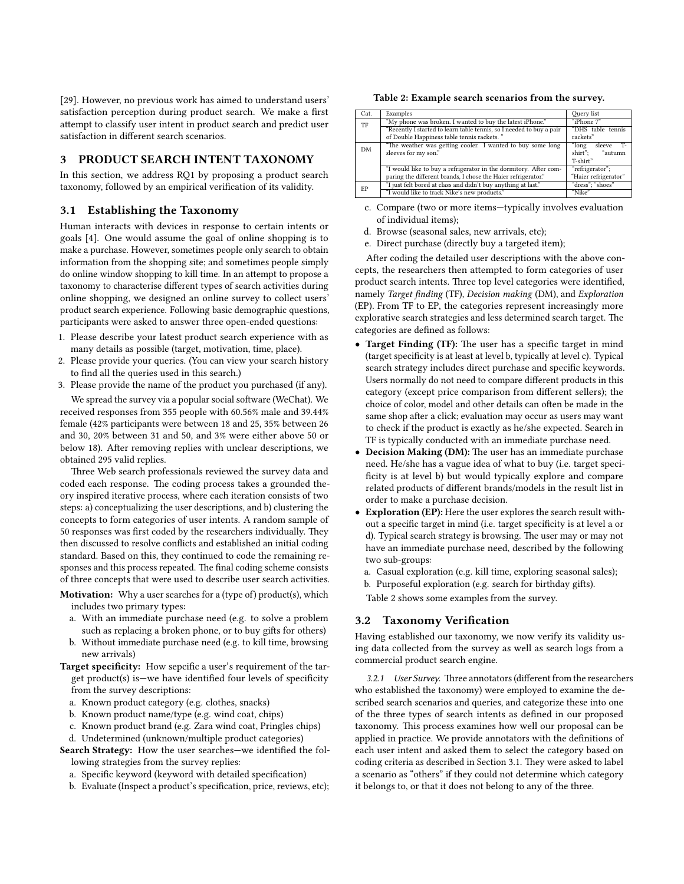[29]. However, no previous work has aimed to understand users' satisfaction perception during product search. We make a first attempt to classify user intent in product search and predict user satisfaction in different search scenarios.

## 3 PRODUCT SEARCH INTENT TAXONOMY

In this section, we address RQ1 by proposing a product search taxonomy, followed by an empirical verification of its validity.

### 3.1 Establishing the Taxonomy

Human interacts with devices in response to certain intents or goals [4]. One would assume the goal of online shopping is to make a purchase. However, sometimes people only search to obtain information from the shopping site; and sometimes people simply do online window shopping to kill time. In an attempt to propose a taxonomy to characterise different types of search activities during online shopping, we designed an online survey to collect users' product search experience. Following basic demographic questions, participants were asked to answer three open-ended questions:

1. Please describe your latest product search experience with as many details as possible (target, motivation, time, place).
2. Please provide your queries. (You can view your search history to find all the queries used in this search.)
3. Please provide the name of the product you purchased (if any).

We spread the survey via a popular social software (WeChat). We received responses from 355 people with 60.56% male and 39.44% female (42% participants were between 18 and 25, 35% between 26 and 30, 20% between 31 and 50, and 3% were either above 50 or below 18). After removing replies with unclear descriptions, we obtained 295 valid replies.

Three Web search professionals reviewed the survey data and coded each response. The coding process takes a grounded theory inspired iterative process, where each iteration consists of two steps: a) conceptualizing the user descriptions, and b) clustering the concepts to form categories of user intents. A random sample of 50 responses was first coded by the researchers individually. They then discussed to resolve conflicts and established an initial coding standard. Based on this, they continued to code the remaining responses and this process repeated. The final coding scheme consists of three concepts that were used to describe user search activities.

**Motivation:** Why a user searches for a (type of) product(s), which includes two primary types:

a. With an immediate purchase need (e.g. to solve a problem such as replacing a broken phone, or to buy gifts for others)
b. Without immediate purchase need (e.g. to kill time, browsing new arrivals)

**Target specificity:** How sepcific a user's requirement of the target product(s) is—we have identified four levels of specificity from the survey descriptions:

a. Known product category (e.g. clothes, snacks)
b. Known product name/type (e.g. wind coat, chips)
c. Known product brand (e.g. Zara wind coat, Pringles chips)
d. Undetermined (unknown/multiple product categories)

**Search Strategy:** How the user searches—we identified the following strategies from the survey replies:

a. Specific keyword (keyword with detailed specification)
b. Evaluate (Inspect a product's specification, price, reviews, etc);
c. Compare (two or more items—typically involves evaluation of individual items);
d. Browse (seasonal sales, new arrivals, etc);
e. Direct purchase (directly buy a targeted item);

After coding the detailed user descriptions with the above concepts, the researchers then attempted to form categories of user product search intents. Three top level categories were identified, namely *Target finding* (TF), *Decision making* (DM), and *Exploration* (EP). From TF to EP, the categories represent increasingly more explorative search strategies and less determined search target. The categories are defined as follows:

- **Target Finding (TF):** The user has a specific target in mind (target specificity is at least at level b, typically at level c). Typical search strategy includes direct purchase and specific keywords. Users normally do not need to compare different products in this category (except price comparison from different sellers); the choice of color, model and other details can often be made in the same shop after a click; evaluation may occur as users may want to check if the product is exactly as he/she expected. Search in TF is typically conducted with an immediate purchase need.
- **Decision Making (DM):** The user has an immediate purchase need. He/she has a vague idea of what to buy (i.e. target specificity is at level b) but would typically explore and compare related products of different brands/models in the result list in order to make a purchase decision.
- **Exploration (EP):** Here the user explores the search result without a specific target in mind (i.e. target specificity is at level a or d). Typical search strategy is browsing. The user may or may not have an immediate purchase need, described by the following two sub-groups:
  a. Casual exploration (e.g. kill time, exploring seasonal sales);
  b. Purposeful exploration (e.g. search for birthday gifts).

Table 2 shows some examples from the survey.

**Table 2: Example search scenarios from the survey.**

| Cat. | Examples | Query list |
|---|---|---|
| TF | "My phone was broken. I wanted to buy the latest iPhone." | "iPhone 7" |
| | "Recently I started to learn table tennis, so I needed to buy a pair of Double Happiness table tennis rackets. " | "DHS table tennis rackets" |
| DM | "The weather was getting cooler. I wanted to buy some long sleeves for my son." | "long sleeve T-shirt"; "autumn T-shirt" |
| | "I would like to buy a refrigerator in the dormitory. After comparing the different brands, I chose the Haier refrigerator." | "refrigerator"; "Haier refrigerator" |
| EP | "I just felt bored at class and didn't buy anything at last." | "dress"; "shoes" |
| | "I would like to track Nike's new products." | "Nike" |

### 3.2 Taxonomy Verification

Having established our taxonomy, we now verify its validity using data collected from the survey as well as search logs from a commercial product search engine.

*3.2.1 User Survey.* Three annotators (different from the researchers who established the taxonomy) were employed to examine the described search scenarios and queries, and categorize these into one of the three types of search intents as defined in our proposed taxonomy. This process examines how well our proposal can be applied in practice. We provide annotators with the definitions of each user intent and asked them to select the category based on coding criteria as described in Section 3.1. They were asked to label a scenario as "others" if they could not determine which category it belongs to, or that it does not belong to any of the three.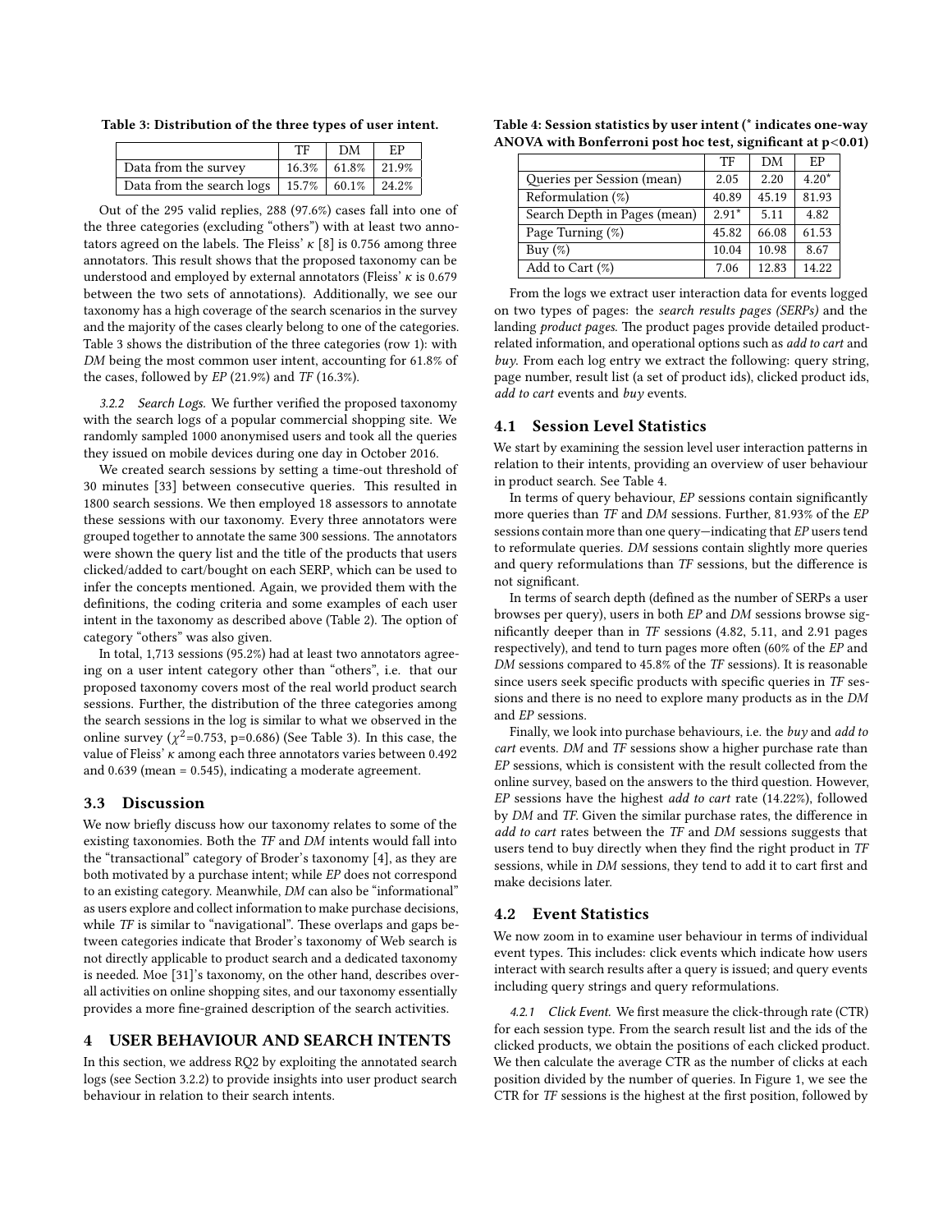Table 3: Distribution of the three types of user intent.

| | TF | DM | EP |
|---|---|---|---|
| Data from the survey | 16.3% | 61.8% | 21.9% |
| Data from the search logs | 15.7% | 60.1% | 24.2% |

Out of the 295 valid replies, 288 (97.6%) cases fall into one of the three categories (excluding "others") with at least two annotators agreed on the labels. The Fleiss' $\kappa$ [8] is 0.756 among three annotators. This result shows that the proposed taxonomy can be understood and employed by external annotators (Fleiss' $\kappa$ is 0.679 between the two sets of annotations). Additionally, we see our taxonomy has a high coverage of the search scenarios in the survey and the majority of the cases clearly belong to one of the categories. Table 3 shows the distribution of the three categories (row 1): with *DM* being the most common user intent, accounting for 61.8% of the cases, followed by *EP* (21.9%) and *TF* (16.3%).

*3.2.2 Search Logs.* We further verified the proposed taxonomy with the search logs of a popular commercial shopping site. We randomly sampled 1000 anonymised users and took all the queries they issued on mobile devices during one day in October 2016.

We created search sessions by setting a time-out threshold of 30 minutes [33] between consecutive queries. This resulted in 1800 search sessions. We then employed 18 assessors to annotate these sessions with our taxonomy. Every three annotators were grouped together to annotate the same 300 sessions. The annotators were shown the query list and the title of the products that users clicked/added to cart/bought on each SERP, which can be used to infer the concepts mentioned. Again, we provided them with the definitions, the coding criteria and some examples of each user intent in the taxonomy as described above (Table 2). The option of category "others" was also given.

In total, 1,713 sessions (95.2%) had at least two annotators agreeing on a user intent category other than "others", i.e. that our proposed taxonomy covers most of the real world product search sessions. Further, the distribution of the three categories among the search sessions in the log is similar to what we observed in the online survey ($\chi^2$=0.753, p=0.686) (See Table 3). In this case, the value of Fleiss' $\kappa$ among each three annotators varies between 0.492 and 0.639 (mean = 0.545), indicating a moderate agreement.

## 3.3 Discussion

We now briefly discuss how our taxonomy relates to some of the existing taxonomies. Both the *TF* and *DM* intents would fall into the "transactional" category of Broder's taxonomy [4], as they are both motivated by a purchase intent; while *EP* does not correspond to an existing category. Meanwhile, *DM* can also be "informational" as users explore and collect information to make purchase decisions, while *TF* is similar to "navigational". These overlaps and gaps between categories indicate that Broder's taxonomy of Web search is not directly applicable to product search and a dedicated taxonomy is needed. Moe [31]'s taxonomy, on the other hand, describes overall activities on online shopping sites, and our taxonomy essentially provides a more fine-grained description of the search activities.

# 4 USER BEHAVIOUR AND SEARCH INTENTS

In this section, we address RQ2 by exploiting the annotated search logs (see Section 3.2.2) to provide insights into user product search behaviour in relation to their search intents.

Table 4: Session statistics by user intent (* indicates one-way ANOVA with Bonferroni post hoc test, significant at p<0.01)

| | TF | DM | EP |
|---|---|---|---|
| Queries per Session (mean) | 2.05 | 2.20 | 4.20* |
| Reformulation (%) | 40.89 | 45.19 | 81.93 |
| Search Depth in Pages (mean) | 2.91* | 5.11 | 4.82 |
| Page Turning (%) | 45.82 | 66.08 | 61.53 |
| Buy (%) | 10.04 | 10.98 | 8.67 |
| Add to Cart (%) | 7.06 | 12.83 | 14.22 |

From the logs we extract user interaction data for events logged on two types of pages: the *search results pages (SERPs)* and the landing *product pages*. The product pages provide detailed product-related information, and operational options such as *add to cart* and *buy*. From each log entry we extract the following: query string, page number, result list (a set of product ids), clicked product ids, *add to cart* events and *buy* events.

## 4.1 Session Level Statistics

We start by examining the session level user interaction patterns in relation to their intents, providing an overview of user behaviour in product search. See Table 4.

In terms of query behaviour, *EP* sessions contain significantly more queries than *TF* and *DM* sessions. Further, 81.93% of the *EP* sessions contain more than one query—indicating that *EP* users tend to reformulate queries. *DM* sessions contain slightly more queries and query reformulations than *TF* sessions, but the difference is not significant.

In terms of search depth (defined as the number of SERPs a user browses per query), users in both *EP* and *DM* sessions browse significantly deeper than in *TF* sessions (4.82, 5.11, and 2.91 pages respectively), and tend to turn pages more often (60% of the *EP* and *DM* sessions compared to 45.8% of the *TF* sessions). It is reasonable since users seek specific products with specific queries in *TF* sessions and there is no need to explore many products as in the *DM* and *EP* sessions.

Finally, we look into purchase behaviours, i.e. the *buy* and *add to cart* events. *DM* and *TF* sessions show a higher purchase rate than *EP* sessions, which is consistent with the result collected from the online survey, based on the answers to the third question. However, *EP* sessions have the highest *add to cart* rate (14.22%), followed by *DM* and *TF*. Given the similar purchase rates, the difference in *add to cart* rates between the *TF* and *DM* sessions suggests that users tend to buy directly when they find the right product in *TF* sessions, while in *DM* sessions, they tend to add it to cart first and make decisions later.

## 4.2 Event Statistics

We now zoom in to examine user behaviour in terms of individual event types. This includes: click events which indicate how users interact with search results after a query is issued; and query events including query strings and query reformulations.

*4.2.1 Click Event.* We first measure the click-through rate (CTR) for each session type. From the search result list and the ids of the clicked products, we obtain the positions of each clicked product. We then calculate the average CTR as the number of clicks at each position divided by the number of queries. In Figure 1, we see the CTR for *TF* sessions is the highest at the first position, followed by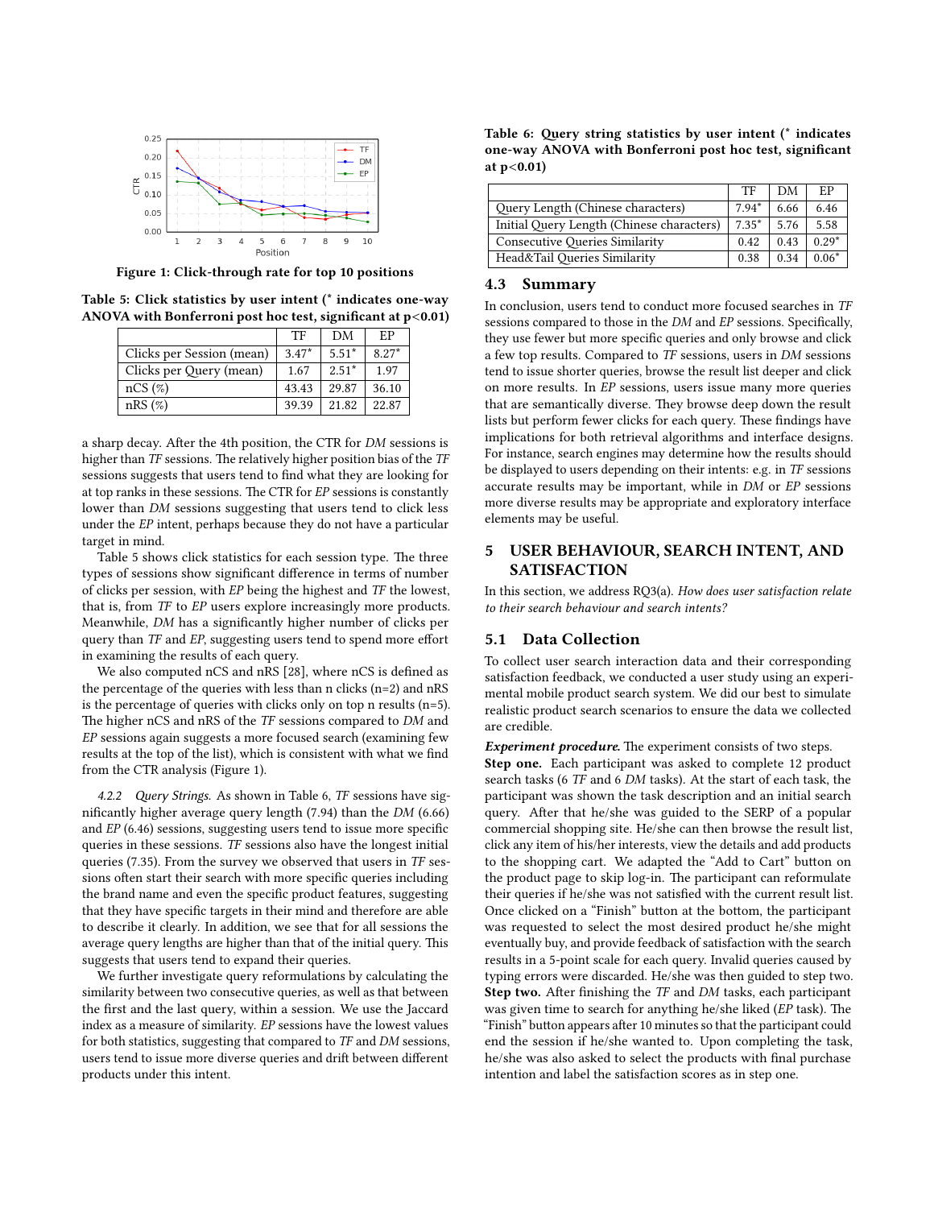Figure 1: Click-through rate for top 10 positions

Table 5: Click statistics by user intent (* indicates one-way ANOVA with Bonferroni post hoc test, significant at p<0.01)

| | TF | DM | EP |
|---|---|---|---|
| Clicks per Session (mean) | 3.47* | 5.51* | 8.27* |
| Clicks per Query (mean) | 1.67 | 2.51* | 1.97 |
| nCS (%) | 43.43 | 29.87 | 36.10 |
| nRS (%) | 39.39 | 21.82 | 22.87 |

a sharp decay. After the 4th position, the CTR for *DM* sessions is higher than *TF* sessions. The relatively higher position bias of the *TF* sessions suggests that users tend to find what they are looking for at top ranks in these sessions. The CTR for *EP* sessions is constantly lower than *DM* sessions suggesting that users tend to click less under the *EP* intent, perhaps because they do not have a particular target in mind.

Table 5 shows click statistics for each session type. The three types of sessions show significant difference in terms of number of clicks per session, with *EP* being the highest and *TF* the lowest, that is, from *TF* to *EP* users explore increasingly more products. Meanwhile, *DM* has a significantly higher number of clicks per query than *TF* and *EP*, suggesting users tend to spend more effort in examining the results of each query.

We also computed nCS and nRS [28], where nCS is defined as the percentage of the queries with less than n clicks (n=2) and nRS is the percentage of queries with clicks only on top n results (n=5). The higher nCS and nRS of the *TF* sessions compared to *DM* and *EP* sessions again suggests a more focused search (examining few results at the top of the list), which is consistent with what we find from the CTR analysis (Figure 1).

*4.2.2 Query Strings.* As shown in Table 6, *TF* sessions have significantly higher average query length (7.94) than the *DM* (6.66) and *EP* (6.46) sessions, suggesting users tend to issue more specific queries in these sessions. *TF* sessions also have the longest initial queries (7.35). From the survey we observed that users in *TF* sessions often start their search with more specific queries including the brand name and even the specific product features, suggesting that they have specific targets in their mind and therefore are able to describe it clearly. In addition, we see that for all sessions the average query lengths are higher than that of the initial query. This suggests that users tend to expand their queries.

We further investigate query reformulations by calculating the similarity between two consecutive queries, as well as that between the first and the last query, within a session. We use the Jaccard index as a measure of similarity. *EP* sessions have the lowest values for both statistics, suggesting that compared to *TF* and *DM* sessions, users tend to issue more diverse queries and drift between different products under this intent.

Table 6: Query string statistics by user intent (* indicates one-way ANOVA with Bonferroni post hoc test, significant at p<0.01)

| | TF | DM | EP |
|---|---|---|---|
| Query Length (Chinese characters) | 7.94* | 6.66 | 6.46 |
| Initial Query Length (Chinese characters) | 7.35* | 5.76 | 5.58 |
| Consecutive Queries Similarity | 0.42 | 0.43 | 0.29* |
| Head&Tail Queries Similarity | 0.38 | 0.34 | 0.06* |

## 4.3 Summary

In conclusion, users tend to conduct more focused searches in *TF* sessions compared to those in the *DM* and *EP* sessions. Specifically, they use fewer but more specific queries and only browse and click a few top results. Compared to *TF* sessions, users in *DM* sessions tend to issue shorter queries, browse the result list deeper and click on more results. In *EP* sessions, users issue many more queries that are semantically diverse. They browse deep down the result lists but perform fewer clicks for each query. These findings have implications for both retrieval algorithms and interface designs. For instance, search engines may determine how the results should be displayed to users depending on their intents: e.g. in *TF* sessions accurate results may be important, while in *DM* or *EP* sessions more diverse results may be appropriate and exploratory interface elements may be useful.

# 5 USER BEHAVIOUR, SEARCH INTENT, AND SATISFACTION

In this section, we address RQ3(a). *How does user satisfaction relate to their search behaviour and search intents?*

## 5.1 Data Collection

To collect user search interaction data and their corresponding satisfaction feedback, we conducted a user study using an experimental mobile product search system. We did our best to simulate realistic product search scenarios to ensure the data we collected are credible.

***Experiment procedure.*** The experiment consists of two steps.

**Step one.** Each participant was asked to complete 12 product search tasks (6 *TF* and 6 *DM* tasks). At the start of each task, the participant was shown the task description and an initial search query. After that he/she was guided to the SERP of a popular commercial shopping site. He/she can then browse the result list, click any item of his/her interests, view the details and add products to the shopping cart. We adapted the "Add to Cart" button on the product page to skip log-in. The participant can reformulate their queries if he/she was not satisfied with the current result list. Once clicked on a "Finish" button at the bottom, the participant was requested to select the most desired product he/she might eventually buy, and provide feedback of satisfaction with the search results in a 5-point scale for each query. Invalid queries caused by typing errors were discarded. He/she was then guided to step two.

**Step two.** After finishing the *TF* and *DM* tasks, each participant was given time to search for anything he/she liked (*EP* task). The "Finish" button appears after 10 minutes so that the participant could end the session if he/she wanted to. Upon completing the task, he/she was also asked to select the products with final purchase intention and label the satisfaction scores as in step one.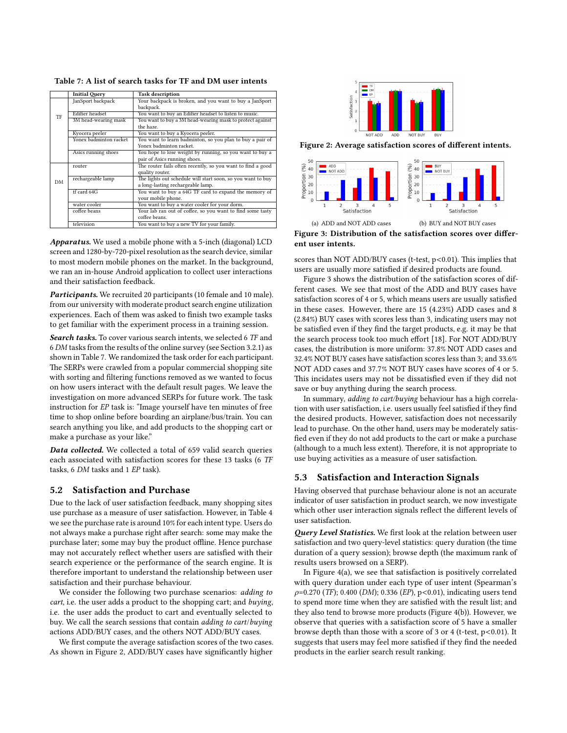Table 7: A list of search tasks for TF and DM user intents

| | Initial Query | Task description |
|---|---|---|
| TF | JanSport backpack | Your backpack is broken, and you want to buy a JanSport backpack. |
| | Edifier headset | You want to buy an Edifier headset to listen to music. |
| | 3M head-wearing mask | You want to buy a 3M head-wearing mask to protect against the haze. |
| | Kyocera peeler | You want to buy a Kyocera peeler. |
| | Yonex badminton racket | You want to learn badminton, so you plan to buy a pair of Yonex badminton racket. |
| | Asics running shoes | You hope to lose weight by running, so you want to buy a pair of Asics running shoes. |
| DM | router | The router fails often recently, so you want to find a good quality router. |
| | rechargeable lamp | The lights out schedule will start soon, so you want to buy a long-lasting rechargeable lamp. |
| | tf card 64G | You want to buy a 64G TF card to expand the memory of your mobile phone. |
| | water cooler | You want to buy a water cooler for your dorm. |
| | coffee beans | Your lab ran out of coffee, so you want to find some tasty coffee beans. |
| | television | You want to buy a new TV for your family. |

***Apparatus.*** We used a mobile phone with a 5-inch (diagonal) LCD screen and 1280-by-720-pixel resolution as the search device, similar to most modern mobile phones on the market. In the background, we ran an in-house Android application to collect user interactions and their satisfaction feedback.

***Participants.*** We recruited 20 participants (10 female and 10 male). from our university with moderate product search engine utilization experiences. Each of them was asked to finish two example tasks to get familiar with the experiment process in a training session.

***Search tasks.*** To cover various search intents, we selected 6 *TF* and 6 *DM* tasks from the results of the online survey (see Section 3.2.1) as shown in Table 7. We randomized the task order for each participant. The SERPs were crawled from a popular commercial shopping site with sorting and filtering functions removed as we wanted to focus on how users interact with the default result pages. We leave the investigation on more advanced SERPs for future work. The task instruction for *EP* task is: "Image yourself have ten minutes of free time to shop online before boarding an airplane/bus/train. You can search anything you like, and add products to the shopping cart or make a purchase as your like."

***Data collected.*** We collected a total of 659 valid search queries each associated with satisfaction scores for these 13 tasks (6 *TF* tasks, 6 *DM* tasks and 1 *EP* task).

## 5.2 Satisfaction and Purchase

Due to the lack of user satisfaction feedback, many shopping sites use purchase as a measure of user satisfaction. However, in Table 4 we see the purchase rate is around 10% for each intent type. Users do not always make a purchase right after search: some may make the purchase later; some may buy the product offline. Hence purchase may not accurately reflect whether users are satisfied with their search experience or the performance of the search engine. It is therefore important to understand the relationship between user satisfaction and their purchase behaviour.

We consider the following two purchase scenarios: *adding to cart*, i.e. the user adds a product to the shopping cart; and *buying*, i.e. the user adds the product to cart and eventually selected to buy. We call the search sessions that contain *adding to cart/buying* actions ADD/BUY cases, and the others NOT ADD/BUY cases.

We first compute the average satisfaction scores of the two cases. As shown in Figure 2, ADD/BUY cases have significantly higher scores than NOT ADD/BUY cases (t-test, $p<0.01$). This implies that users are usually more satisfied if desired products are found.

Figure 2: Average satisfaction scores of different intents.

(a) ADD and NOT ADD cases

(b) BUY and NOT BUY cases

Figure 3: Distribution of the satisfaction scores over different user intents.

Figure 3 shows the distribution of the satisfaction scores of different cases. We see that most of the ADD and BUY cases have satisfaction scores of 4 or 5, which means users are usually satisfied in these cases. However, there are 15 (4.23%) ADD cases and 8 (2.84%) BUY cases with scores less than 3, indicating users may not be satisfied even if they find the target products, e.g. it may be that the search process took too much effort [18]. For NOT ADD/BUY cases, the distribution is more uniform: 37.8% NOT ADD cases and 32.4% NOT BUY cases have satisfaction scores less than 3; and 33.6% NOT ADD cases and 37.7% NOT BUY cases have scores of 4 or 5. This incidates users may not be dissatisfied even if they did not save or buy anything during the search process.

In summary, *adding to cart/buying* behaviour has a high correlation with user satisfaction, i.e. users usually feel satisfied if they find the desired products. However, satisfaction does not necessarily lead to purchase. On the other hand, users may be moderately satisfied even if they do not add products to the cart or make a purchase (although to a much less extent). Therefore, it is not appropriate to use buying activities as a measure of user satisfaction.

## 5.3 Satisfaction and Interaction Signals

Having observed that purchase behaviour alone is not an accurate indicator of user satisfaction in product search, we now investigate which other user interaction signals reflect the different levels of user satisfaction.

***Query Level Statistics.*** We first look at the relation between user satisfaction and two query-level statistics: query duration (the time duration of a query session); browse depth (the maximum rank of results users browsed on a SERP).

In Figure 4(a), we see that satisfaction is positively correlated with query duration under each type of user intent (Spearman's $\rho$=0.270 (*TF*); 0.400 (*DM*); 0.336 (*EP*), $p<0.01$), indicating users tend to spend more time when they are satisfied with the result list; and they also tend to browse more products (Figure 4(b)). However, we observe that queries with a satisfaction score of 5 have a smaller browse depth than those with a score of 3 or 4 (t-test, $p<0.01$). It suggests that users may feel more satisfied if they find the needed products in the earlier search result ranking.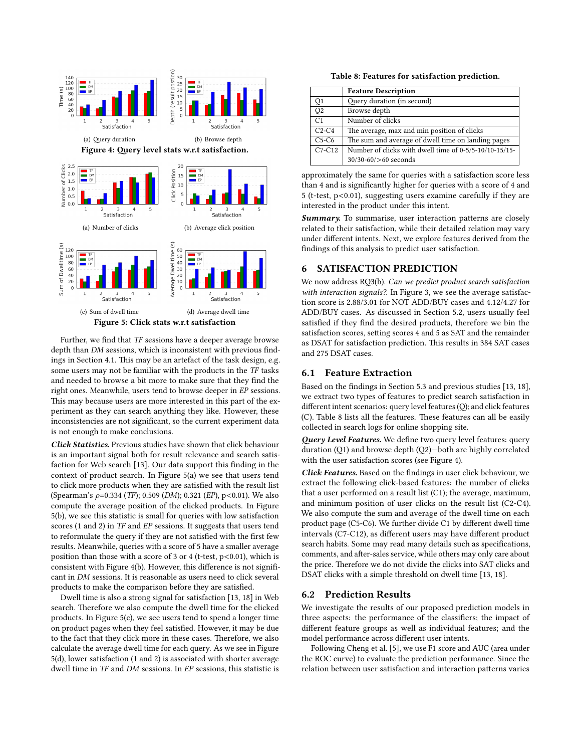(a) Query duration

(b) Browse depth

**Figure 4: Query level stats w.r.t satisfaction.**

(a) Number of clicks

(b) Average click position

(c) Sum of dwell time

(d) Average dwell time

**Figure 5: Click stats w.r.t satisfaction**

Further, we find that *TF* sessions have a deeper average browse depth than *DM* sessions, which is inconsistent with previous findings in Section 4.1. This may be an artefact of the task design, e.g. some users may not be familiar with the products in the *TF* tasks and needed to browse a bit more to make sure that they find the right ones. Meanwhile, users tend to browse deeper in *EP* sessions. This may because users are more interested in this part of the experiment as they can search anything they like. However, these inconsistencies are not significant, so the current experiment data is not enough to make conclusions.

***Click Statistics.*** Previous studies have shown that click behaviour is an important signal both for result relevance and search satisfaction for Web search [13]. Our data support this finding in the context of product search. In Figure 5(a) we see that users tend to click more products when they are satisfied with the result list (Spearman's $\rho$=0.334 (*TF*); 0.509 (*DM*); 0.321 (*EP*), $p<0.01$). We also compute the average position of the clicked products. In Figure 5(b), we see this statistic is small for queries with low satisfaction scores (1 and 2) in *TF* and *EP* sessions. It suggests that users tend to reformulate the query if they are not satisfied with the first few results. Meanwhile, queries with a score of 5 have a smaller average position than those with a score of 3 or 4 (t-test, $p<0.01$), which is consistent with Figure 4(b). However, this difference is not significant in *DM* sessions. It is reasonable as users need to click several products to make the comparison before they are satisfied.

Dwell time is also a strong signal for satisfaction [13, 18] in Web search. Therefore we also compute the dwell time for the clicked products. In Figure 5(c), we see users tend to spend a longer time on product pages when they feel satisfied. However, it may be due to the fact that they click more in these cases. Therefore, we also calculate the average dwell time for each query. As we see in Figure 5(d), lower satisfaction (1 and 2) is associated with shorter average dwell time in *TF* and *DM* sessions. In *EP* session, this statistic is approximately the same for queries with a satisfaction score less than 4 and is significantly higher for queries with a score of 4 and 5 (t-test, $p<0.01$), suggesting users examine carefully if they are interested in the product under this intent.

***Summary.*** To summarise, user interaction patterns are closely related to their satisfaction, while their detailed relation may vary under different intents. Next, we explore features derived from the findings of this analysis to predict user satisfaction.

**Table 8: Features for satisfaction prediction.**

| | Feature Description |
|---|---|
| Q1 | Query duration (in second) |
| Q2 | Browse depth |
| C1 | Number of clicks |
| C2-C4 | The average, max and min position of clicks |
| C5-C6 | The sum and average of dwell time on landing pages |
| C7-C12 | Number of clicks with dwell time of 0-5/5-10/10-15/15-30/30-60/>60 seconds |

## 6 SATISFACTION PREDICTION

We now address RQ3(b). *Can we predict product search satisfaction with interaction signals?*. In Figure 3, we see the average satisfaction score is 2.88/3.01 for NOT ADD/BUY cases and 4.12/4.27 for ADD/BUY cases. As discussed in Section 5.2, users usually feel satisfied if they find the desired products, therefore we bin the satisfaction scores, setting scores 4 and 5 as SAT and the remainder as DSAT for satisfaction prediction. This results in 384 SAT cases and 275 DSAT cases.

### 6.1 Feature Extraction

Based on the findings in Section 5.3 and previous studies [13, 18], we extract two types of features to predict search satisfaction in different intent scenarios: query level features (Q); and click features (C). Table 8 lists all the features. These features can all be easily collected in search logs for online shopping site.

***Query Level Features.*** We define two query level features: query duration (Q1) and browse depth (Q2)—both are highly correlated with the user satisfaction scores (see Figure 4).

***Click Features.*** Based on the findings in user click behaviour, we extract the following click-based features: the number of clicks that a user performed on a result list (C1); the average, maximum, and minimum position of user clicks on the result list (C2-C4). We also compute the sum and average of the dwell time on each product page (C5-C6). We further divide C1 by different dwell time intervals (C7-C12), as different users may have different product search habits. Some may read many details such as specifications, comments, and after-sales service, while others may only care about the price. Therefore we do not divide the clicks into SAT clicks and DSAT clicks with a simple threshold on dwell time [13, 18].

### 6.2 Prediction Results

We investigate the results of our proposed prediction models in three aspects: the performance of the classifiers; the impact of different feature groups as well as individual features; and the model performance across different user intents.

Following Cheng et al. [5], we use F1 score and AUC (area under the ROC curve) to evaluate the prediction performance. Since the relation between user satisfaction and interaction patterns varies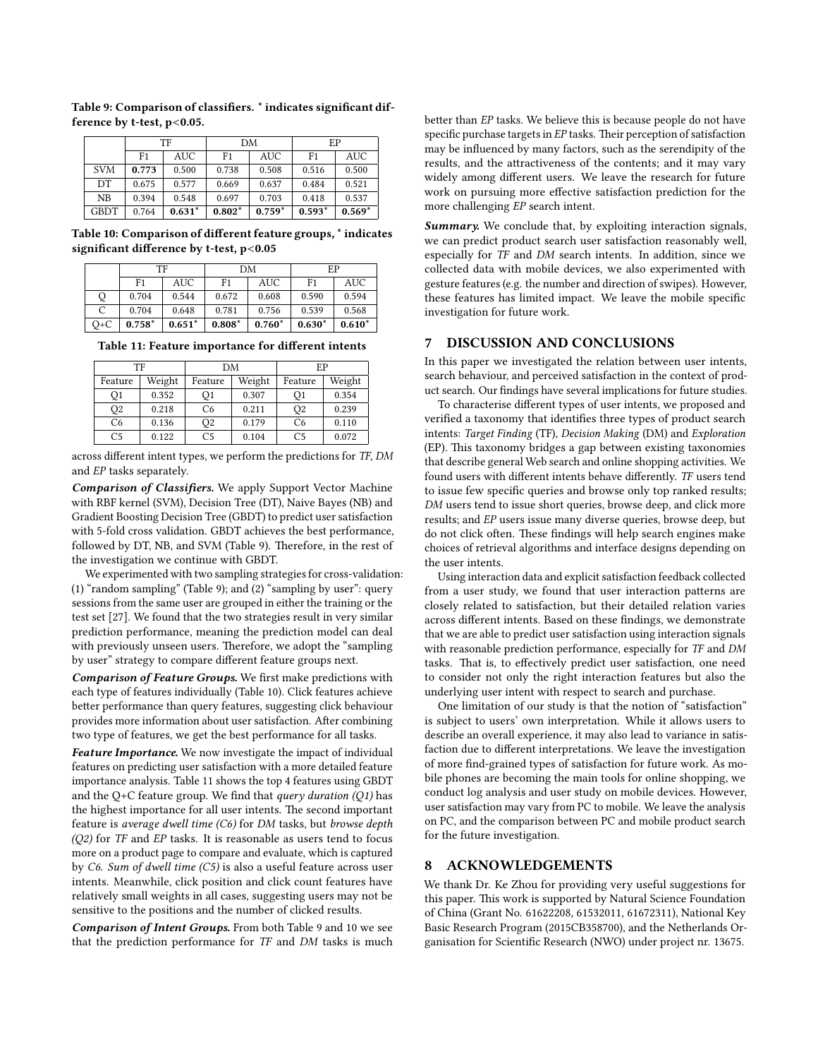**Table 9: Comparison of classifiers. * indicates significant difference by t-test, p<0.05.**

| | TF | | DM | | EP | |
|---|---|---|---|---|---|---|
| | F1 | AUC | F1 | AUC | F1 | AUC |
| SVM | **0.773** | 0.500 | 0.738 | 0.508 | 0.516 | 0.500 |
| DT | 0.675 | 0.577 | 0.669 | 0.637 | 0.484 | 0.521 |
| NB | 0.394 | 0.548 | 0.697 | 0.703 | 0.418 | 0.537 |
| GBDT | 0.764 | **0.631*** | **0.802*** | **0.759*** | **0.593*** | **0.569*** |

**Table 10: Comparison of different feature groups, * indicates significant difference by t-test, p<0.05**

| | TF | | DM | | EP | |
|---|---|---|---|---|---|---|
| | F1 | AUC | F1 | AUC | F1 | AUC |
| Q | 0.704 | 0.544 | 0.672 | 0.608 | 0.590 | 0.594 |
| C | 0.704 | 0.648 | 0.781 | 0.756 | 0.539 | 0.568 |
| Q+C | **0.758*** | **0.651*** | **0.808*** | **0.760*** | **0.630*** | **0.610*** |

**Table 11: Feature importance for different intents**

| TF | | DM | | EP | |
|---|---|---|---|---|---|
| Feature | Weight | Feature | Weight | Feature | Weight |
| Q1 | 0.352 | Q1 | 0.307 | Q1 | 0.354 |
| Q2 | 0.218 | C6 | 0.211 | Q2 | 0.239 |
| C6 | 0.136 | Q2 | 0.179 | C6 | 0.110 |
| C5 | 0.122 | C5 | 0.104 | C5 | 0.072 |

across different intent types, we perform the predictions for *TF*, *DM* and *EP* tasks separately.

***Comparison of Classifiers.*** We apply Support Vector Machine with RBF kernel (SVM), Decision Tree (DT), Naive Bayes (NB) and Gradient Boosting Decision Tree (GBDT) to predict user satisfaction with 5-fold cross validation. GBDT achieves the best performance, followed by DT, NB, and SVM (Table 9). Therefore, in the rest of the investigation we continue with GBDT.

We experimented with two sampling strategies for cross-validation: (1) "random sampling" (Table 9); and (2) "sampling by user": query sessions from the same user are grouped in either the training or the test set [27]. We found that the two strategies result in very similar prediction performance, meaning the prediction model can deal with previously unseen users. Therefore, we adopt the "sampling by user" strategy to compare different feature groups next.

***Comparison of Feature Groups.*** We first make predictions with each type of features individually (Table 10). Click features achieve better performance than query features, suggesting click behaviour provides more information about user satisfaction. After combining two type of features, we get the best performance for all tasks.

***Feature Importance.*** We now investigate the impact of individual features on predicting user satisfaction with a more detailed feature importance analysis. Table 11 shows the top 4 features using GBDT and the Q+C feature group. We find that *query duration (Q1)* has the highest importance for all user intents. The second important feature is *average dwell time (C6)* for *DM* tasks, but *browse depth (Q2)* for *TF* and *EP* tasks. It is reasonable as users tend to focus more on a product page to compare and evaluate, which is captured by *C6*. *Sum of dwell time (C5)* is also a useful feature across user intents. Meanwhile, click position and click count features have relatively small weights in all cases, suggesting users may not be sensitive to the positions and the number of clicked results.

***Comparison of Intent Groups.*** From both Table 9 and 10 we see that the prediction performance for *TF* and *DM* tasks is much better than *EP* tasks. We believe this is because people do not have specific purchase targets in *EP* tasks. Their perception of satisfaction may be influenced by many factors, such as the serendipity of the results, and the attractiveness of the contents; and it may vary widely among different users. We leave the research for future work on pursuing more effective satisfaction prediction for the more challenging *EP* search intent.

***Summary.*** We conclude that, by exploiting interaction signals, we can predict product search user satisfaction reasonably well, especially for *TF* and *DM* search intents. In addition, since we collected data with mobile devices, we also experimented with gesture features (e.g. the number and direction of swipes). However, these features has limited impact. We leave the mobile specific investigation for future work.

## 7 DISCUSSION AND CONCLUSIONS

In this paper we investigated the relation between user intents, search behaviour, and perceived satisfaction in the context of product search. Our findings have several implications for future studies.

To characterise different types of user intents, we proposed and verified a taxonomy that identifies three types of product search intents: *Target Finding* (TF), *Decision Making* (DM) and *Exploration* (EP). This taxonomy bridges a gap between existing taxonomies that describe general Web search and online shopping activities. We found users with different intents behave differently. *TF* users tend to issue few specific queries and browse only top ranked results; *DM* users tend to issue short queries, browse deep, and click more results; and *EP* users issue many diverse queries, browse deep, but do not click often. These findings will help search engines make choices of retrieval algorithms and interface designs depending on the user intents.

Using interaction data and explicit satisfaction feedback collected from a user study, we found that user interaction patterns are closely related to satisfaction, but their detailed relation varies across different intents. Based on these findings, we demonstrate that we are able to predict user satisfaction using interaction signals with reasonable prediction performance, especially for *TF* and *DM* tasks. That is, to effectively predict user satisfaction, one need to consider not only the right interaction features but also the underlying user intent with respect to search and purchase.

One limitation of our study is that the notion of "satisfaction" is subject to users' own interpretation. While it allows users to describe an overall experience, it may also lead to variance in satisfaction due to different interpretations. We leave the investigation of more find-grained types of satisfaction for future work. As mobile phones are becoming the main tools for online shopping, we conduct log analysis and user study on mobile devices. However, user satisfaction may vary from PC to mobile. We leave the analysis on PC, and the comparison between PC and mobile product search for the future investigation.

## 8 ACKNOWLEDGEMENTS

We thank Dr. Ke Zhou for providing very useful suggestions for this paper. This work is supported by Natural Science Foundation of China (Grant No. 61622208, 61532011, 61672311), National Key Basic Research Program (2015CB358700), and the Netherlands Organisation for Scientific Research (NWO) under project nr. 13675.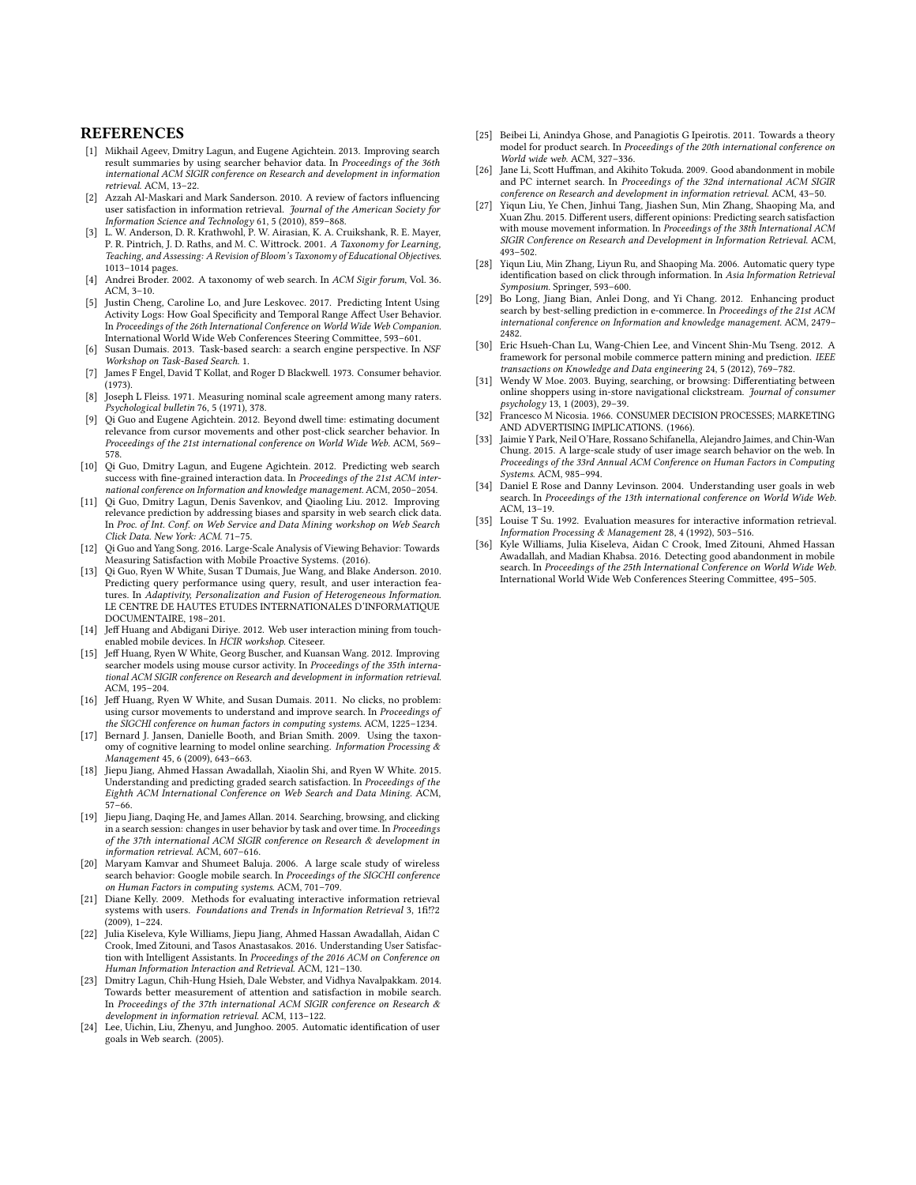## REFERENCES

[1] Mikhail Ageev, Dmitry Lagun, and Eugene Agichtein. 2013. Improving search result summaries by using searcher behavior data. In *Proceedings of the 36th international ACM SIGIR conference on Research and development in information retrieval*. ACM, 13–22.

[2] Azzah Al-Maskari and Mark Sanderson. 2010. A review of factors influencing user satisfaction in information retrieval. *Journal of the American Society for Information Science and Technology* 61, 5 (2010), 859–868.

[3] L. W. Anderson, D. R. Krathwohl, P. W. Airasian, K. A. Cruikshank, R. E. Mayer, P. R. Pintrich, J. D. Raths, and M. C. Wittrock. 2001. *A Taxonomy for Learning, Teaching, and Assessing: A Revision of Bloom's Taxonomy of Educational Objectives.* 1013–1014 pages.

[4] Andrei Broder. 2002. A taxonomy of web search. In *ACM Sigir forum*, Vol. 36. ACM, 3–10.

[5] Justin Cheng, Caroline Lo, and Jure Leskovec. 2017. Predicting Intent Using Activity Logs: How Goal Specificity and Temporal Range Affect User Behavior. In *Proceedings of the 26th International Conference on World Wide Web Companion*. International World Wide Web Conferences Steering Committee, 593–601.

[6] Susan Dumais. 2013. Task-based search: a search engine perspective. In *NSF Workshop on Task-Based Search*. 1.

[7] James F Engel, David T Kollat, and Roger D Blackwell. 1973. Consumer behavior. (1973).

[8] Joseph L Fleiss. 1971. Measuring nominal scale agreement among many raters. *Psychological bulletin* 76, 5 (1971), 378.

[9] Qi Guo and Eugene Agichtein. 2012. Beyond dwell time: estimating document relevance from cursor movements and other post-click searcher behavior. In *Proceedings of the 21st international conference on World Wide Web*. ACM, 569–578.

[10] Qi Guo, Dmitry Lagun, and Eugene Agichtein. 2012. Predicting web search success with fine-grained interaction data. In *Proceedings of the 21st ACM international conference on Information and knowledge management*. ACM, 2050–2054.

[11] Qi Guo, Dmitry Lagun, Denis Savenkov, and Qiaoling Liu. 2012. Improving relevance prediction by addressing biases and sparsity in web search click data. In *Proc. of Int. Conf. on Web Service and Data Mining workshop on Web Search Click Data. New York: ACM*. 71–75.

[12] Qi Guo and Yang Song. 2016. Large-Scale Analysis of Viewing Behavior: Towards Measuring Satisfaction with Mobile Proactive Systems. (2016).

[13] Qi Guo, Ryen W White, Susan T Dumais, Jue Wang, and Blake Anderson. 2010. Predicting query performance using query, result, and user interaction features. In *Adaptivity, Personalization and Fusion of Heterogeneous Information*. LE CENTRE DE HAUTES ETUDES INTERNATIONALES D'INFORMATIQUE DOCUMENTAIRE, 198–201.

[14] Jeff Huang and Abdigani Diriye. 2012. Web user interaction mining from touch-enabled mobile devices. In *HCIR workshop*. Citeseer.

[15] Jeff Huang, Ryen W White, Georg Buscher, and Kuansan Wang. 2012. Improving searcher models using mouse cursor activity. In *Proceedings of the 35th international ACM SIGIR conference on Research and development in information retrieval*. ACM, 195–204.

[16] Jeff Huang, Ryen W White, and Susan Dumais. 2011. No clicks, no problem: using cursor movements to understand and improve search. In *Proceedings of the SIGCHI conference on human factors in computing systems*. ACM, 1225–1234.

[17] Bernard J. Jansen, Danielle Booth, and Brian Smith. 2009. Using the taxonomy of cognitive learning to model online searching. *Information Processing & Management* 45, 6 (2009), 643–663.

[18] Jiepu Jiang, Ahmed Hassan Awadallah, Xiaolin Shi, and Ryen W White. 2015. Understanding and predicting graded search satisfaction. In *Proceedings of the Eighth ACM International Conference on Web Search and Data Mining*. ACM, 57–66.

[19] Jiepu Jiang, Daqing He, and James Allan. 2014. Searching, browsing, and clicking in a search session: changes in user behavior by task and over time. In *Proceedings of the 37th international ACM SIGIR conference on Research & development in information retrieval*. ACM, 607–616.

[20] Maryam Kamvar and Shumeet Baluja. 2006. A large scale study of wireless search behavior: Google mobile search. In *Proceedings of the SIGCHI conference on Human Factors in computing systems*. ACM, 701–709.

[21] Diane Kelly. 2009. Methods for evaluating interactive information retrieval systems with users. *Foundations and Trends in Information Retrieval* 3, 1fi!?2 (2009), 1–224.

[22] Julia Kiseleva, Kyle Williams, Jiepu Jiang, Ahmed Hassan Awadallah, Aidan C Crook, Imed Zitouni, and Tasos Anastasakos. 2016. Understanding User Satisfaction with Intelligent Assistants. In *Proceedings of the 2016 ACM on Conference on Human Information Interaction and Retrieval*. ACM, 121–130.

[23] Dmitry Lagun, Chih-Hung Hsieh, Dale Webster, and Vidhya Navalpakkam. 2014. Towards better measurement of attention and satisfaction in mobile search. In *Proceedings of the 37th international ACM SIGIR conference on Research & development in information retrieval*. ACM, 113–122.

[24] Lee, Uichin, Liu, Zhenyu, and Junghoo. 2005. Automatic identification of user goals in Web search. (2005).

[25] Beibei Li, Anindya Ghose, and Panagiotis G Ipeirotis. 2011. Towards a theory model for product search. In *Proceedings of the 20th international conference on World wide web*. ACM, 327–336.

[26] Jane Li, Scott Huffman, and Akihito Tokuda. 2009. Good abandonment in mobile and PC internet search. In *Proceedings of the 32nd international ACM SIGIR conference on Research and development in information retrieval*. ACM, 43–50.

[27] Yiqun Liu, Ye Chen, Jinhui Tang, Jiashen Sun, Min Zhang, Shaoping Ma, and Xuan Zhu. 2015. Different users, different opinions: Predicting search satisfaction with mouse movement information. In *Proceedings of the 38th International ACM SIGIR Conference on Research and Development in Information Retrieval*. ACM, 493–502.

[28] Yiqun Liu, Min Zhang, Liyun Ru, and Shaoping Ma. 2006. Automatic query type identification based on click through information. In *Asia Information Retrieval Symposium*. Springer, 593–600.

[29] Bo Long, Jiang Bian, Anlei Dong, and Yi Chang. 2012. Enhancing product search by best-selling prediction in e-commerce. In *Proceedings of the 21st ACM international conference on Information and knowledge management*. ACM, 2479–2482.

[30] Eric Hsueh-Chan Lu, Wang-Chien Lee, and Vincent Shin-Mu Tseng. 2012. A framework for personal mobile commerce pattern mining and prediction. *IEEE transactions on Knowledge and Data engineering* 24, 5 (2012), 769–782.

[31] Wendy W Moe. 2003. Buying, searching, or browsing: Differentiating between online shoppers using in-store navigational clickstream. *Journal of consumer psychology* 13, 1 (2003), 29–39.

[32] Francesco M Nicosia. 1966. CONSUMER DECISION PROCESSES; MARKETING AND ADVERTISING IMPLICATIONS. (1966).

[33] Jaimie Y Park, Neil O'Hare, Rossano Schifanella, Alejandro Jaimes, and Chin-Wan Chung. 2015. A large-scale study of user image search behavior on the web. In *Proceedings of the 33rd Annual ACM Conference on Human Factors in Computing Systems*. ACM, 985–994.

[34] Daniel E Rose and Danny Levinson. 2004. Understanding user goals in web search. In *Proceedings of the 13th international conference on World Wide Web*. ACM, 13–19.

[35] Louise T Su. 1992. Evaluation measures for interactive information retrieval. *Information Processing & Management* 28, 4 (1992), 503–516.

[36] Kyle Williams, Julia Kiseleva, Aidan C Crook, Imed Zitouni, Ahmed Hassan Awadallah, and Madian Khabsa. 2016. Detecting good abandonment in mobile search. In *Proceedings of the 25th International Conference on World Wide Web*. International World Wide Web Conferences Steering Committee, 495–505.